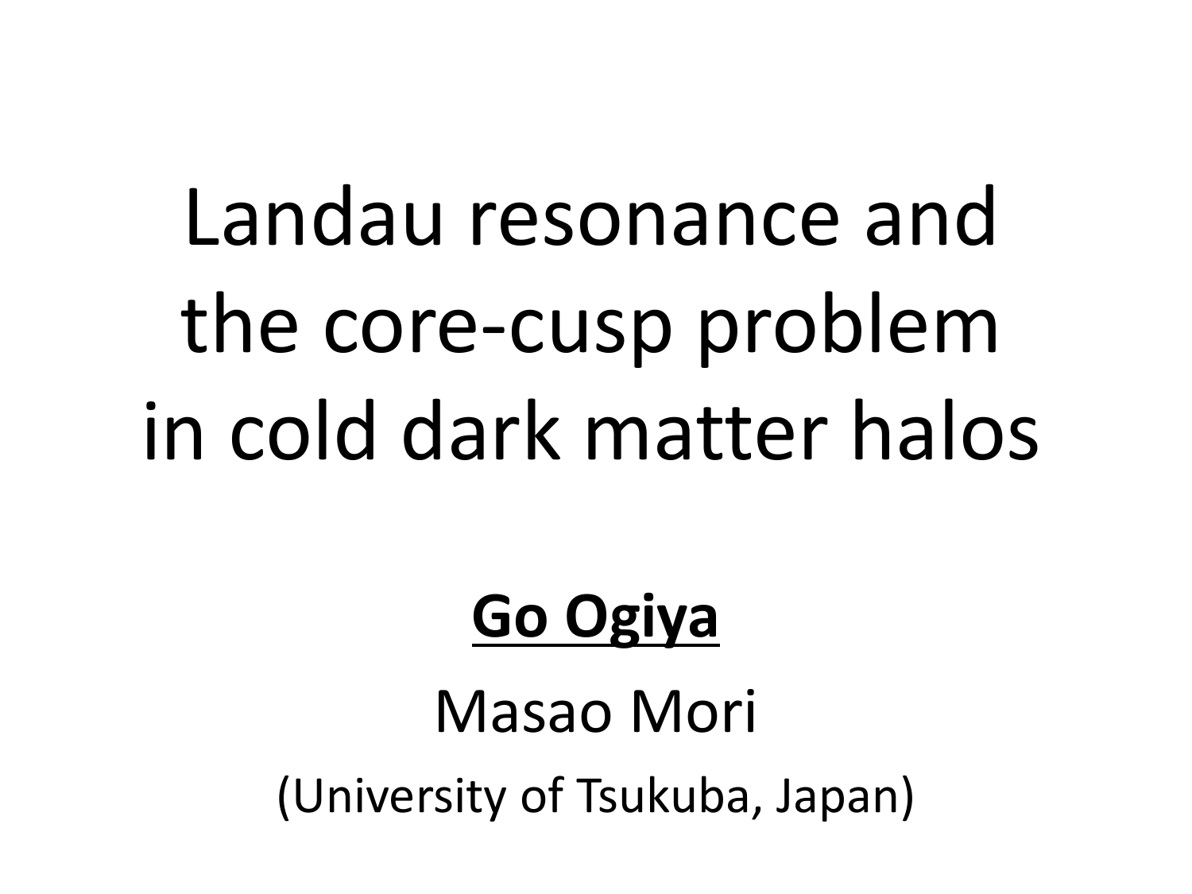# Landau resonance and the core-cusp problem in cold dark matter halos

**<u>Go Ogiya</u>**

Masao Mori

(University of Tsukuba, Japan)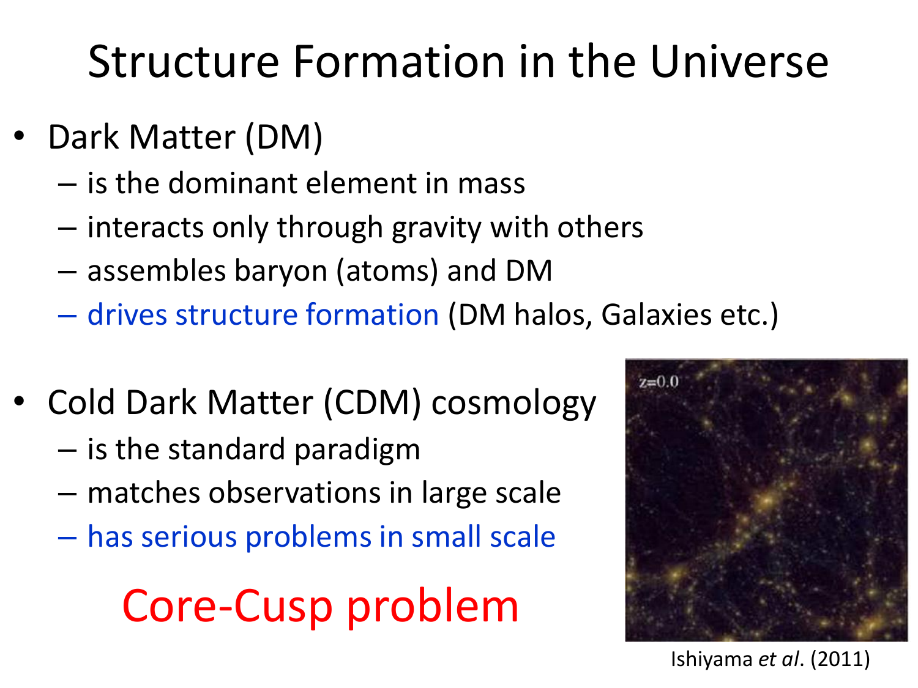# Structure Formation in the Universe

- Dark Matter (DM)
  - is the dominant element in mass
  - interacts only through gravity with others
  - assembles baryon (atoms) and DM
  - drives structure formation (DM halos, Galaxies etc.)

- Cold Dark Matter (CDM) cosmology
  - is the standard paradigm
  - matches observations in large scale
  - has serious problems in small scale

Core-Cusp problem

z=0.0

Ishiyama *et al*. (2011)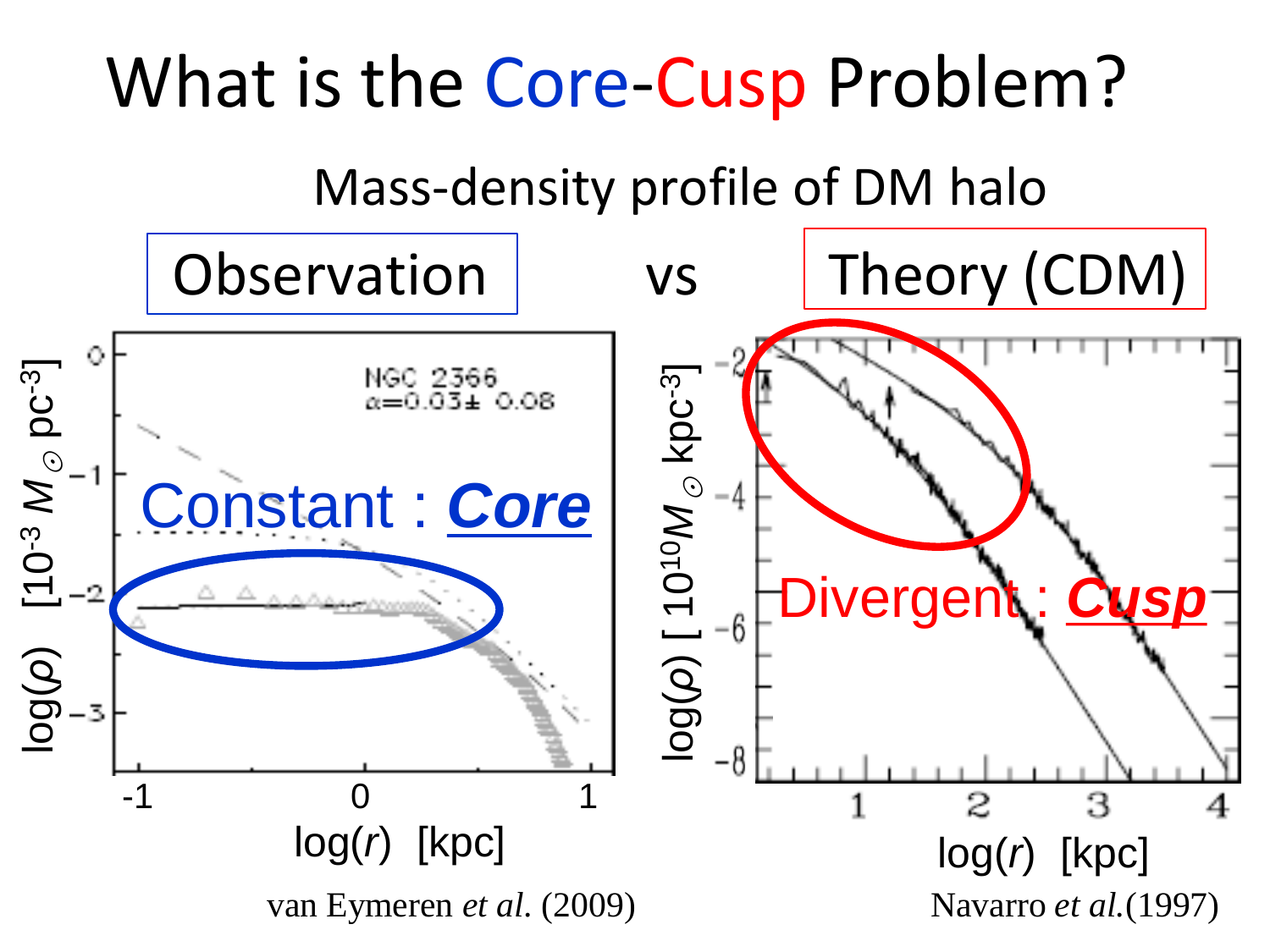# What is the Core-Cusp Problem?

Mass-density profile of DM halo

**Observation** vs **Theory (CDM)**

Constant : ***Core***

NGC 2366
$\alpha = 0.03 \pm 0.08$

$\log(\rho)$ $[10^{-3} M_\odot \text{pc}^{-3}]$

$\log(r)$ [kpc]

van Eymeren *et al.* (2009)

Divergent : ***Cusp***

$\log(\rho)$ $[10^{10} M_\odot \text{kpc}^{-3}]$

$\log(r)$ [kpc]

Navarro *et al.*(1997)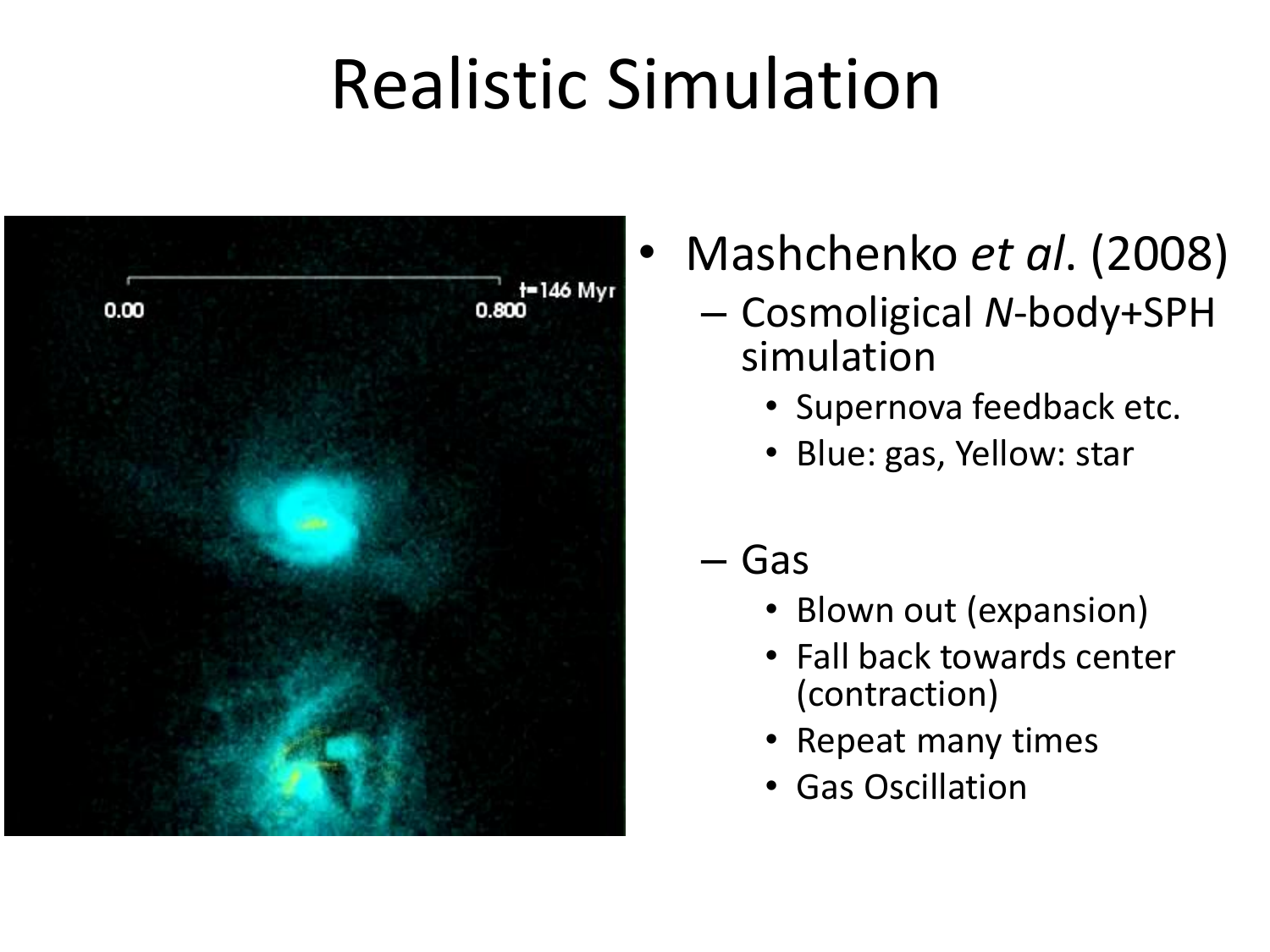# Realistic Simulation

- Mashchenko *et al*. (2008)
  - Cosmoligical *N*-body+SPH simulation
    - Supernova feedback etc.
    - Blue: gas, Yellow: star
  - Gas
    - Blown out (expansion)
    - Fall back towards center (contraction)
    - Repeat many times
    - Gas Oscillation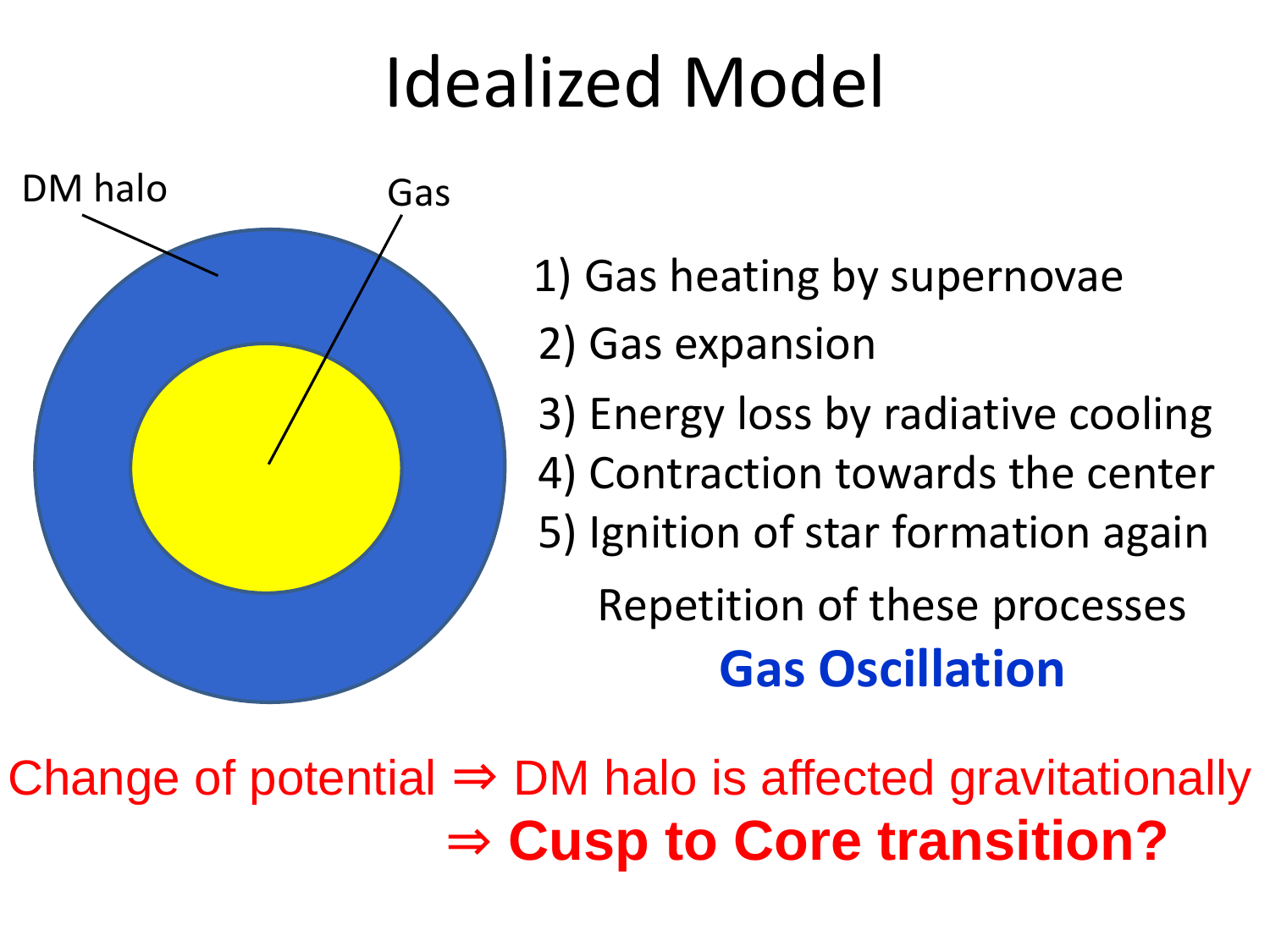# Idealized Model

DM halo

Gas

1) Gas heating by supernovae
2) Gas expansion
3) Energy loss by radiative cooling
4) Contraction towards the center
5) Ignition of star formation again

Repetition of these processes

**Gas Oscillation**

Change of potential ⇒ DM halo is affected gravitationally

⇒ **Cusp to Core transition?**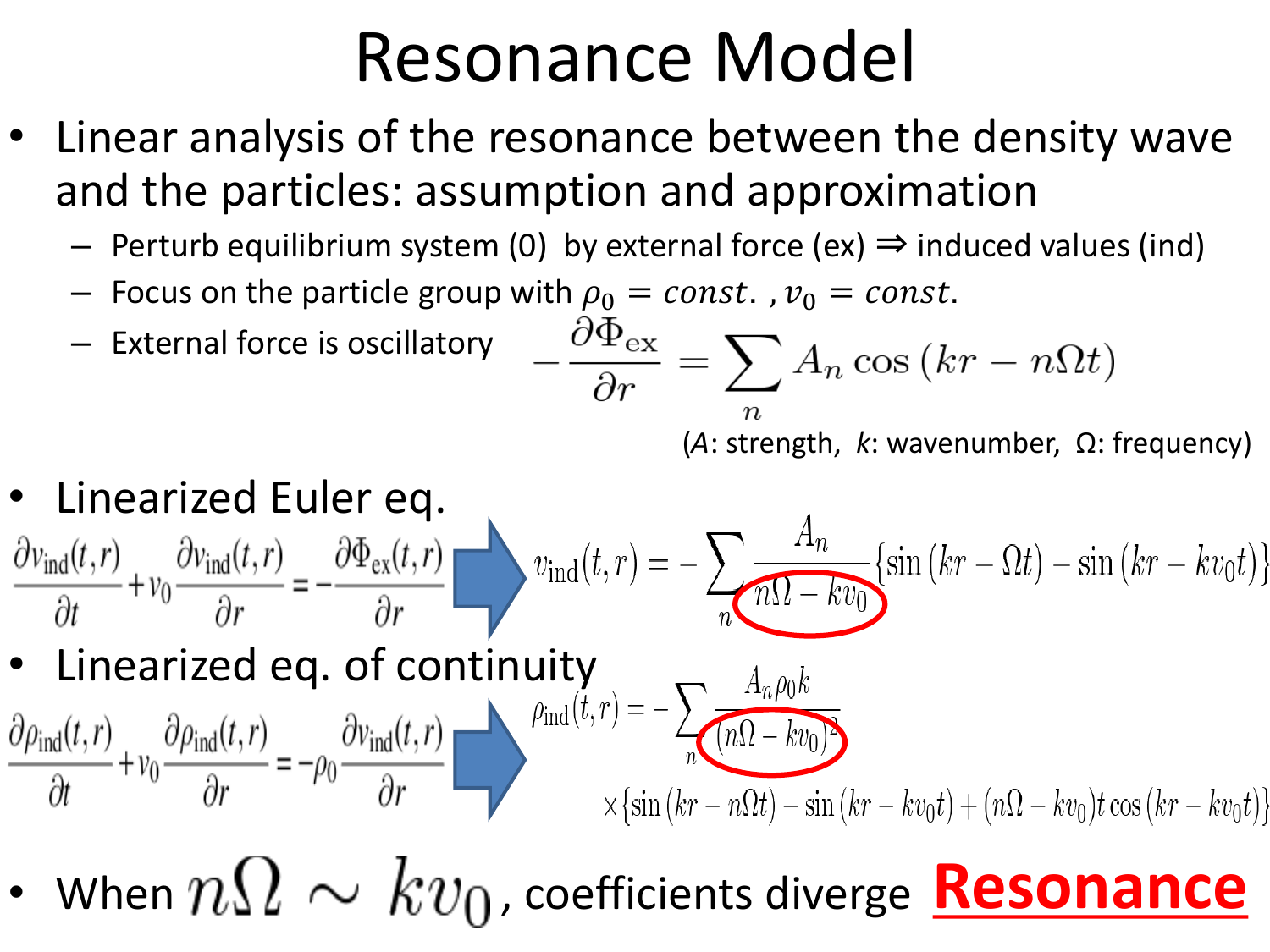# Resonance Model

- Linear analysis of the resonance between the density wave and the particles: assumption and approximation
  - Perturb equilibrium system (0) by external force (ex) ⇒ induced values (ind)
  - Focus on the particle group with $\rho_0 = const.$ , $v_0 = const.$
  - External force is oscillatory $$-\frac{\partial \Phi_{\mathrm{ex}}}{\partial r} = \sum_n A_n \cos(kr - n\Omega t)$$

  ($A$: strength, $k$: wavenumber, Ω: frequency)

- Linearized Euler eq.

$$\frac{\partial v_{\mathrm{ind}}(t,r)}{\partial t} + v_0 \frac{\partial v_{\mathrm{ind}}(t,r)}{\partial r} = -\frac{\partial \Phi_{\mathrm{ex}}(t,r)}{\partial r} \Rightarrow v_{\mathrm{ind}}(t,r) = -\sum_n \frac{A_n}{n\Omega - kv_0}\{\sin(kr - \Omega t) - \sin(kr - kv_0 t)\}$$

- Linearized eq. of continuity

$$\frac{\partial \rho_{\mathrm{ind}}(t,r)}{\partial t} + v_0 \frac{\partial \rho_{\mathrm{ind}}(t,r)}{\partial r} = -\rho_0 \frac{\partial v_{\mathrm{ind}}(t,r)}{\partial r} \Rightarrow \rho_{\mathrm{ind}}(t,r) = -\sum_n \frac{A_n \rho_0 k}{(n\Omega - kv_0)^2}$$

$$\times\{\sin(kr - n\Omega t) - \sin(kr - kv_0 t) + (n\Omega - kv_0)t\cos(kr - kv_0 t)\}$$

- When $n\Omega \sim kv_0$, coefficients diverge **Resonance**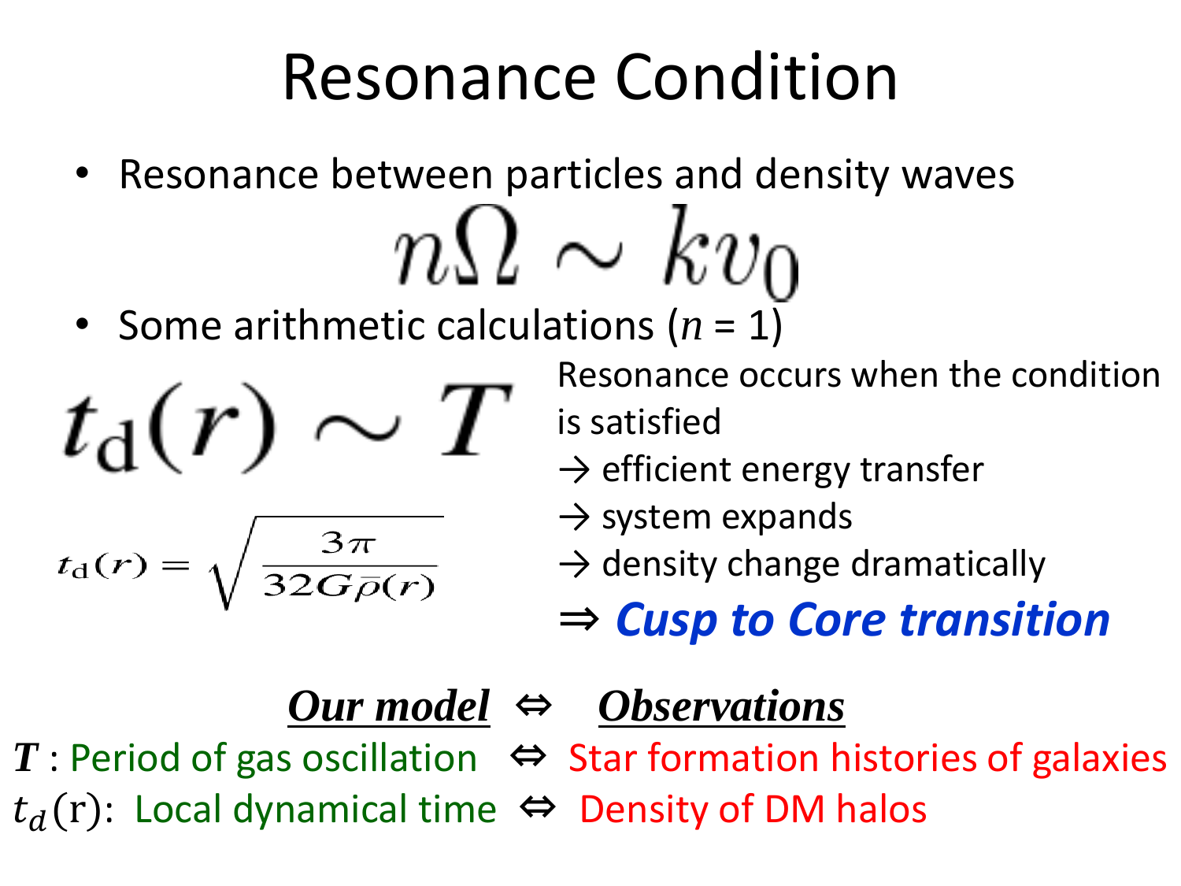# Resonance Condition

- Resonance between particles and density waves

$$n\Omega \sim k v_0$$

- Some arithmetic calculations ($n$ = 1)

$$t_{\rm d}(r) \sim T$$

$$t_{\rm d}(r) = \sqrt{\frac{3\pi}{32 G \bar{\rho}(r)}}$$

Resonance occurs when the condition is satisfied
→ efficient energy transfer
→ system expands
→ density change dramatically
⇒ ***Cusp to Core transition***

***Our model*** ⇔ ***Observations***

$T$ : Period of gas oscillation ⇔ Star formation histories of galaxies

$t_d(\mathrm{r})$: Local dynamical time ⇔ Density of DM halos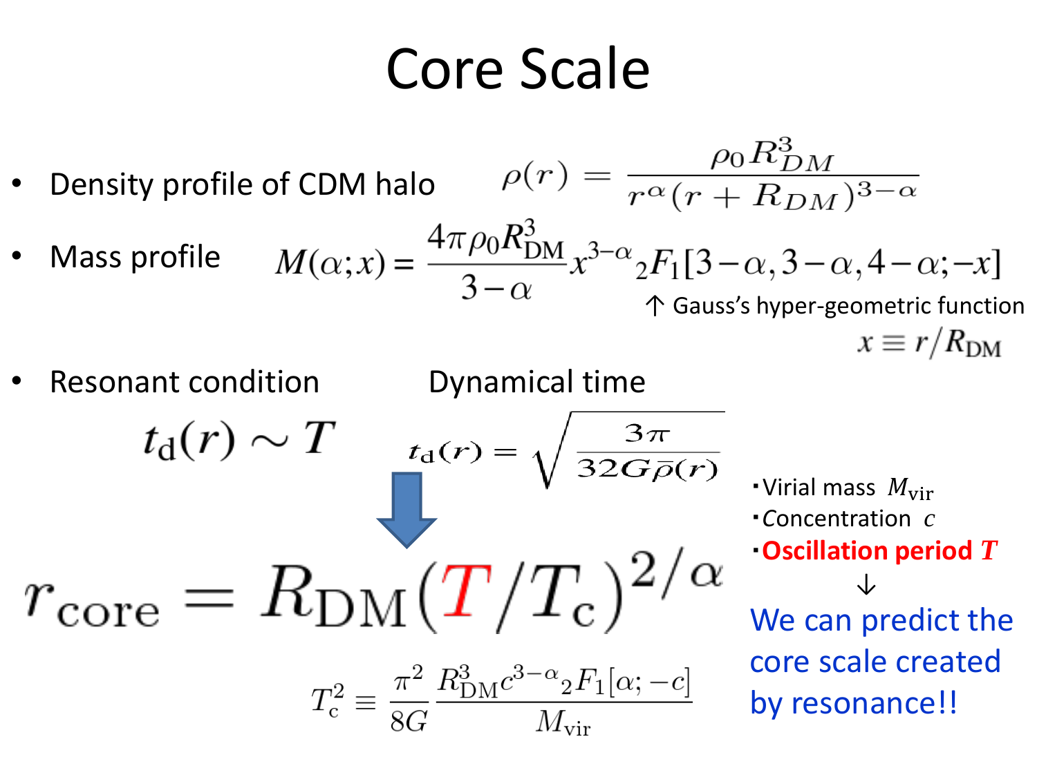# Core Scale

- Density profile of CDM halo

$$\rho(r) = \frac{\rho_0 R_{DM}^3}{r^\alpha (r + R_{DM})^{3-\alpha}}$$

- Mass profile

$$M(\alpha; x) = \frac{4\pi \rho_0 R_{\rm DM}^3}{3-\alpha} x^{3-\alpha} {}_2F_1[3-\alpha, 3-\alpha, 4-\alpha; -x]$$

↑ Gauss's hyper-geometric function

$$x \equiv r/R_{\rm DM}$$

- Resonant condition

$$t_{\rm d}(r) \sim T$$

Dynamical time

$$t_{\rm d}(r) = \sqrt{\frac{3\pi}{32 G \bar{\rho}(r)}}$$

↓

$$r_{\rm core} = R_{\rm DM} (T/T_{\rm c})^{2/\alpha}$$

$$T_{\rm c}^2 \equiv \frac{\pi^2}{8G} \frac{R_{\rm DM}^3 c^{3-\alpha} {}_2F_1[\alpha; -c]}{M_{\rm vir}}$$

- Virial mass $M_{\rm vir}$
- Concentration $c$
- **Oscillation period $T$**

↓

We can predict the core scale created by resonance!!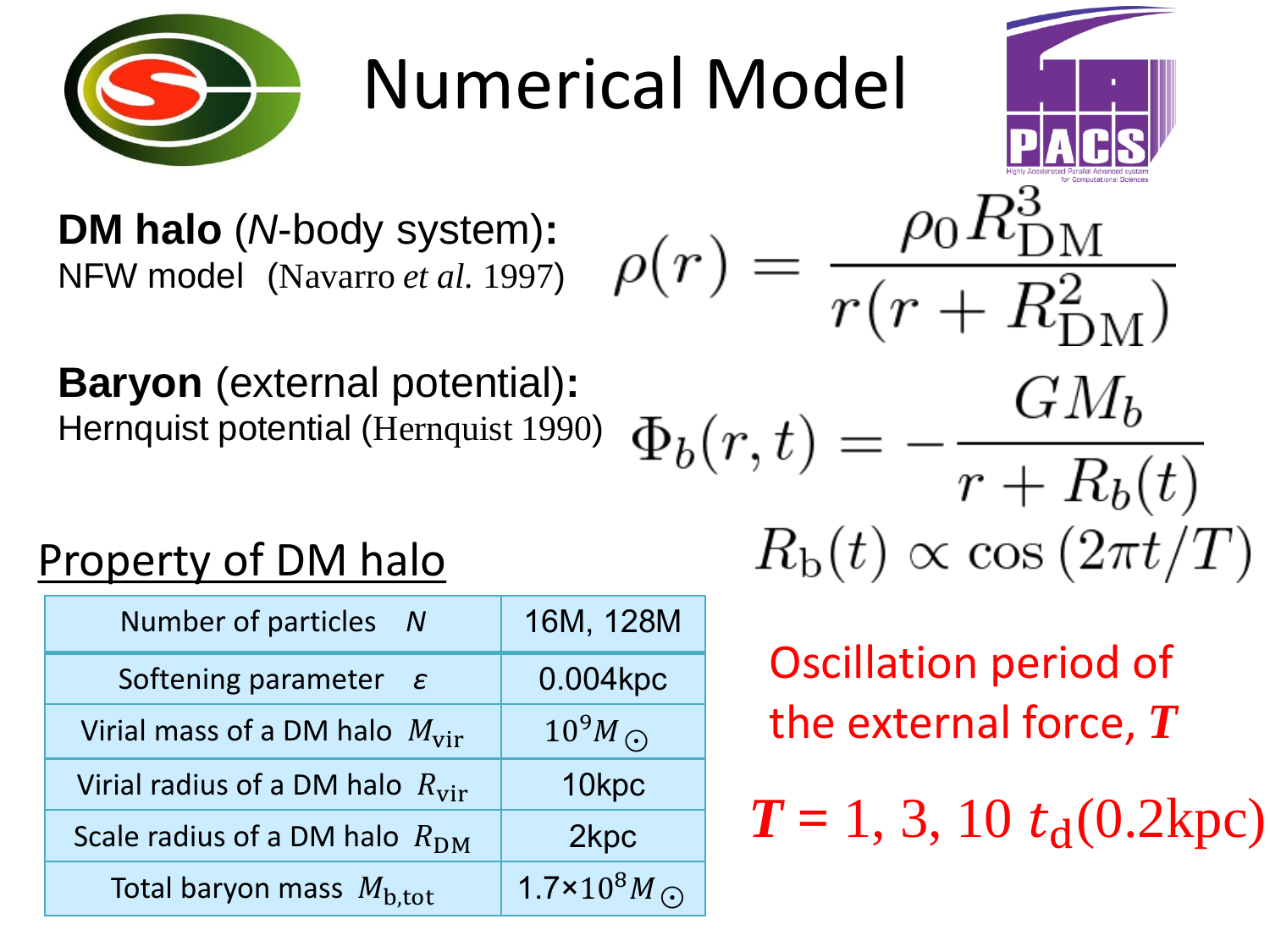# Numerical Model

**DM halo** (*N*-body system)**:**
NFW model (Navarro *et al.* 1997)

$$\rho(r) = \frac{\rho_0 R_{\rm DM}^3}{r(r + R_{\rm DM}^2)}$$

**Baryon** (external potential)**:**
Hernquist potential (Hernquist 1990)

$$\Phi_b(r,t) = -\frac{GM_b}{r + R_b(t)}$$

$$R_{\rm b}(t) \propto \cos\left(2\pi t/T\right)$$

## Property of DM halo

| Number of particles $N$ | 16M, 128M |
|---|---|
| Softening parameter $\varepsilon$ | 0.004kpc |
| Virial mass of a DM halo $M_{\rm vir}$ | $10^9 M_\odot$ |
| Virial radius of a DM halo $R_{\rm vir}$ | 10kpc |
| Scale radius of a DM halo $R_{\rm DM}$ | 2kpc |
| Total baryon mass $M_{\rm b,tot}$ | $1.7\times10^8 M_\odot$ |

Oscillation period of the external force, $\boldsymbol{T}$

$\boldsymbol{T}$ = 1, 3, 10 $t_{\rm d}$(0.2kpc)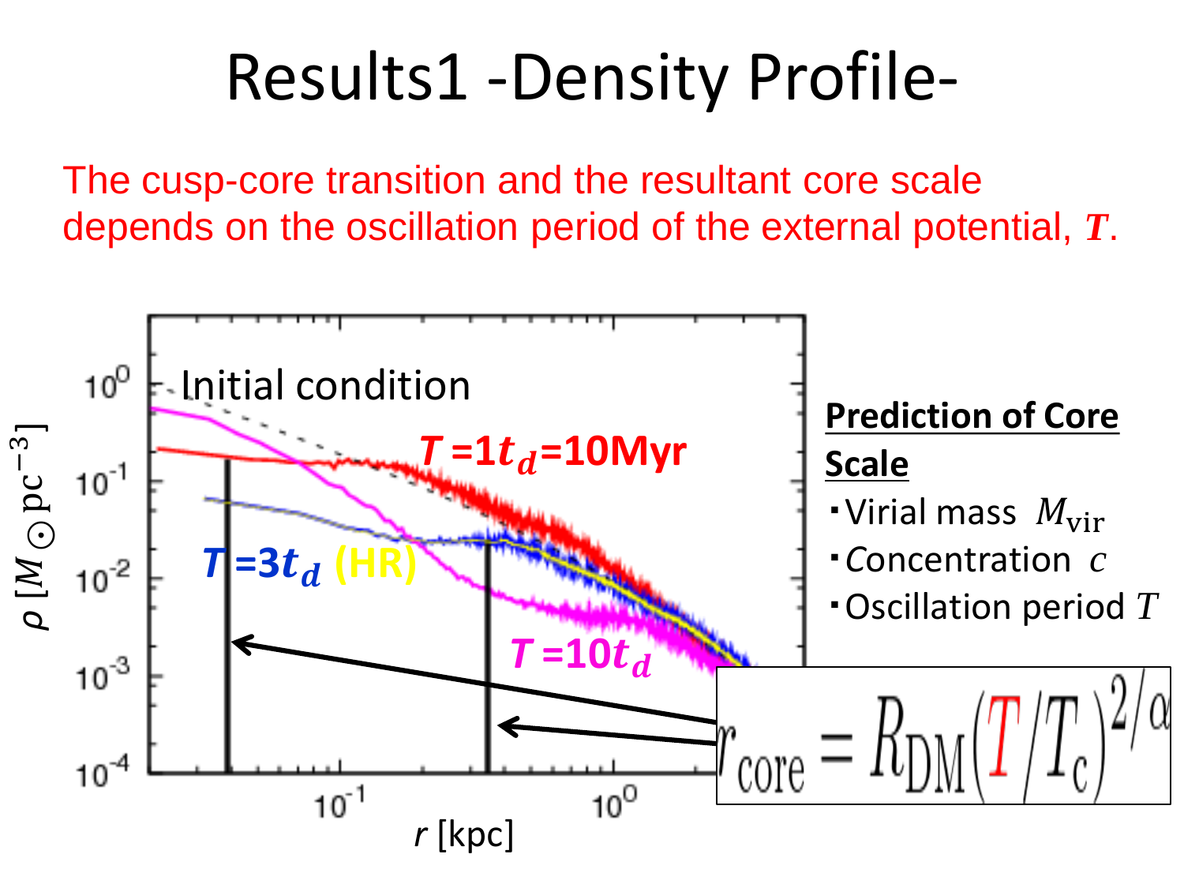# Results1 -Density Profile-

The cusp-core transition and the resultant core scale depends on the oscillation period of the external potential, $T$.

Initial condition

$T = 1t_d = 10\text{Myr}$

$T = 3t_d$ (HR)

$T = 10t_d$

**Prediction of Core Scale**

- Virial mass $M_{\text{vir}}$
- Concentration $c$
- Oscillation period $T$

$$r_{\text{core}} = R_{\text{DM}} \left( T / T_c \right)^{2/\alpha}$$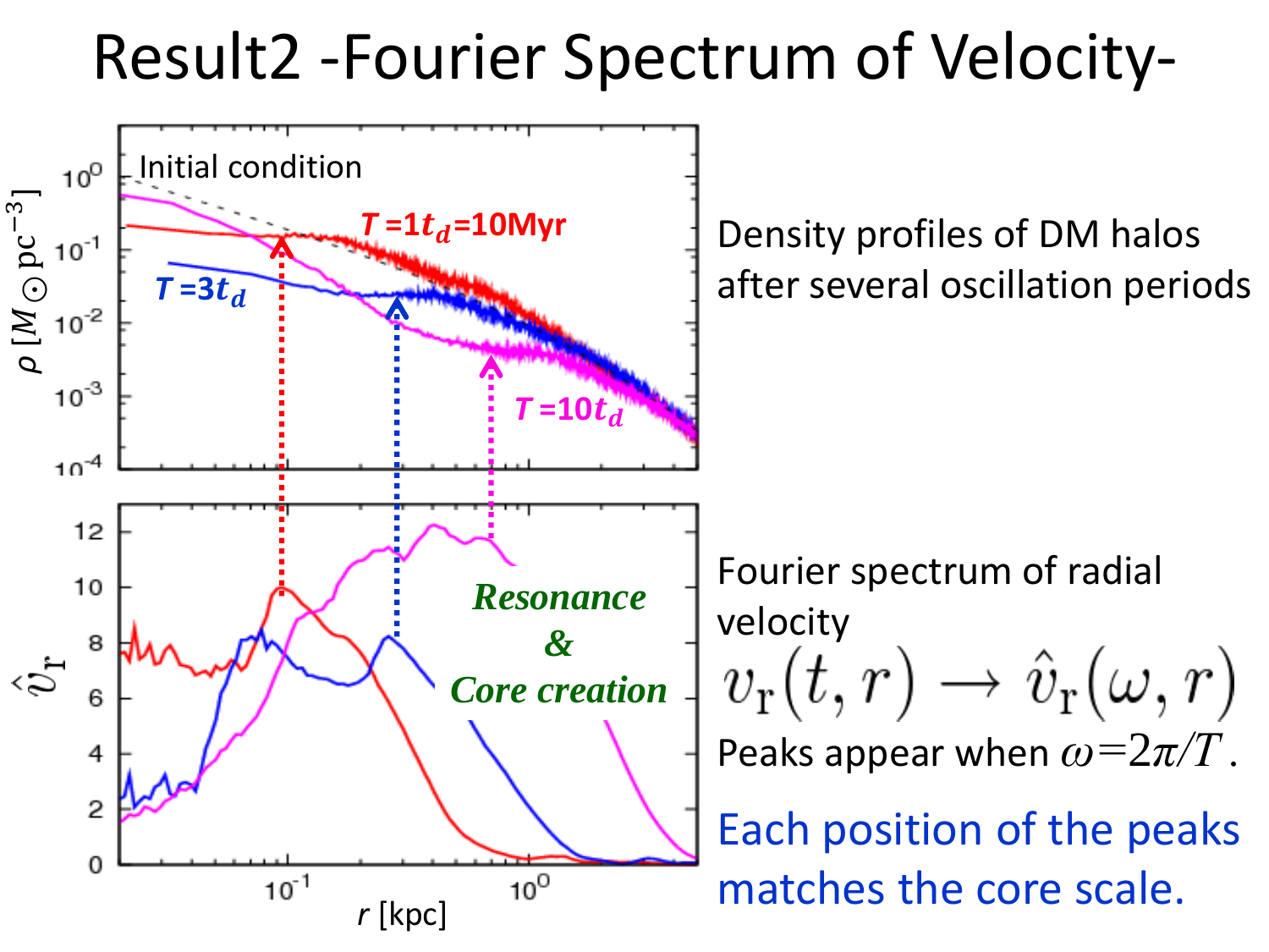# Result2 -Fourier Spectrum of Velocity-

Density profiles of DM halos after several oscillation periods

Fourier spectrum of radial velocity

$$v_{\mathrm{r}}(t, r) \rightarrow \hat{v}_{\mathrm{r}}(\omega, r)$$

Peaks appear when $\omega = 2\pi/T$.

Each position of the peaks matches the core scale.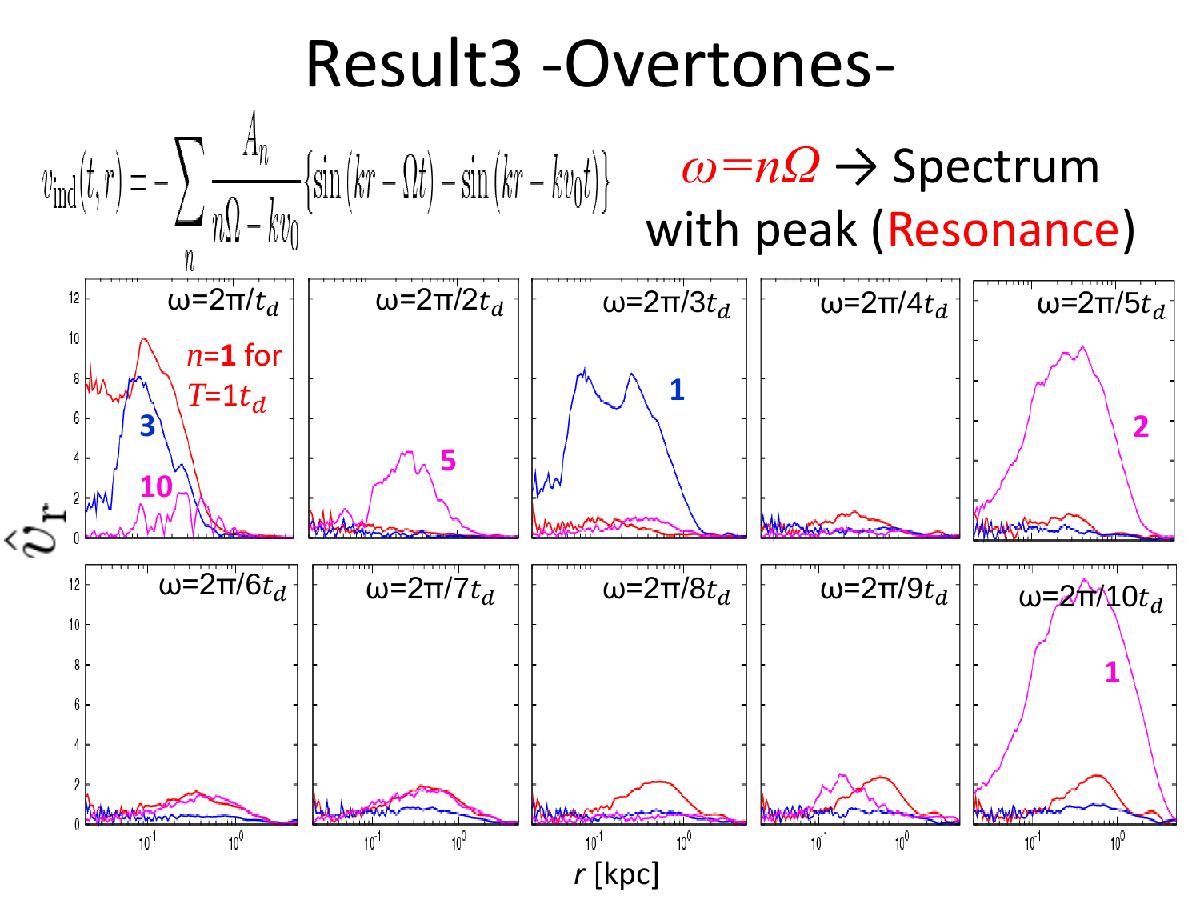# Result3 -Overtones-

$$v_{\rm ind}(t,r) = -\sum_n \frac{A_n}{n\Omega - kv_0}\left\{\sin(kr - \Omega t) - \sin(kr - kv_0 t)\right\}$$

$\omega = n\Omega$ → Spectrum with peak (Resonance)

$\omega=2\pi/t_d$ — $n$=1 for $T$=1$t_d$ (curves labeled 3, 10)

$\omega=2\pi/2t_d$ — 5

$\omega=2\pi/3t_d$ — 1

$\omega=2\pi/4t_d$

$\omega=2\pi/5t_d$ — 2

$\omega=2\pi/6t_d$

$\omega=2\pi/7t_d$

$\omega=2\pi/8t_d$

$\omega=2\pi/9t_d$

$\omega=2\pi/10t_d$ — 1

$\hat{v}_r$ vs. $r$ [kpc]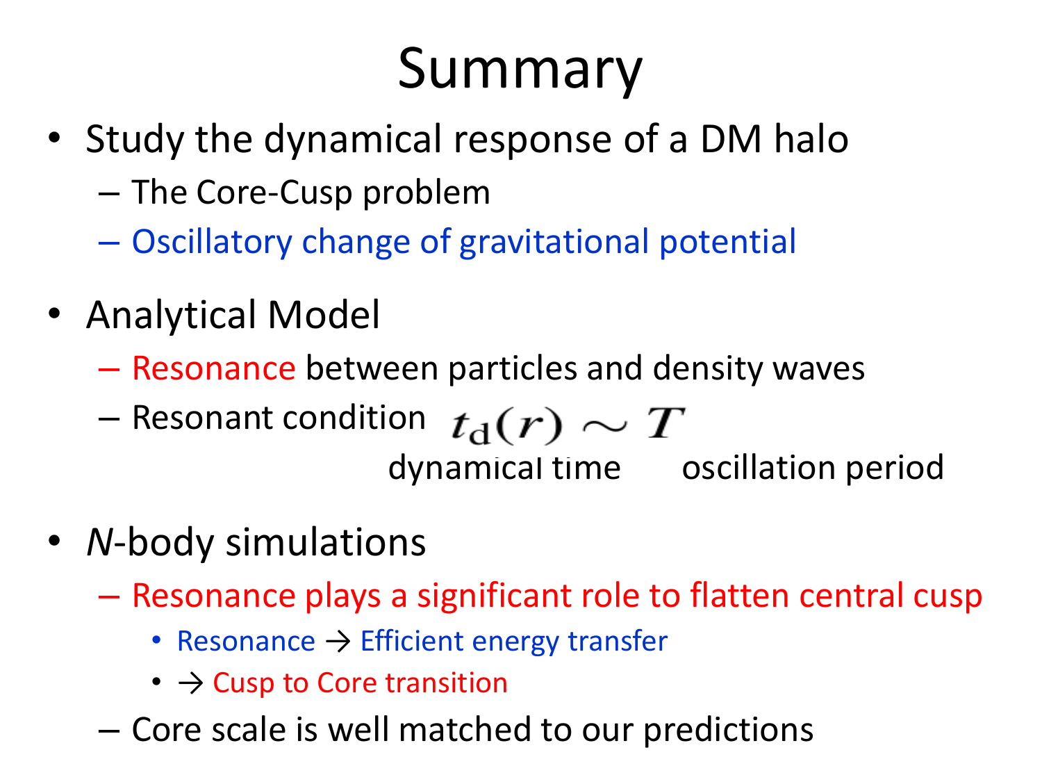# Summary

- Study the dynamical response of a DM halo
  - The Core-Cusp problem
  - Oscillatory change of gravitational potential

- Analytical Model
  - Resonance between particles and density waves
  - Resonant condition $t_{\mathrm{d}}(r) \sim T$

    dynamical time oscillation period

- *N*-body simulations
  - Resonance plays a significant role to flatten central cusp
    - Resonance → Efficient energy transfer
    - → Cusp to Core transition
  - Core scale is well matched to our predictions